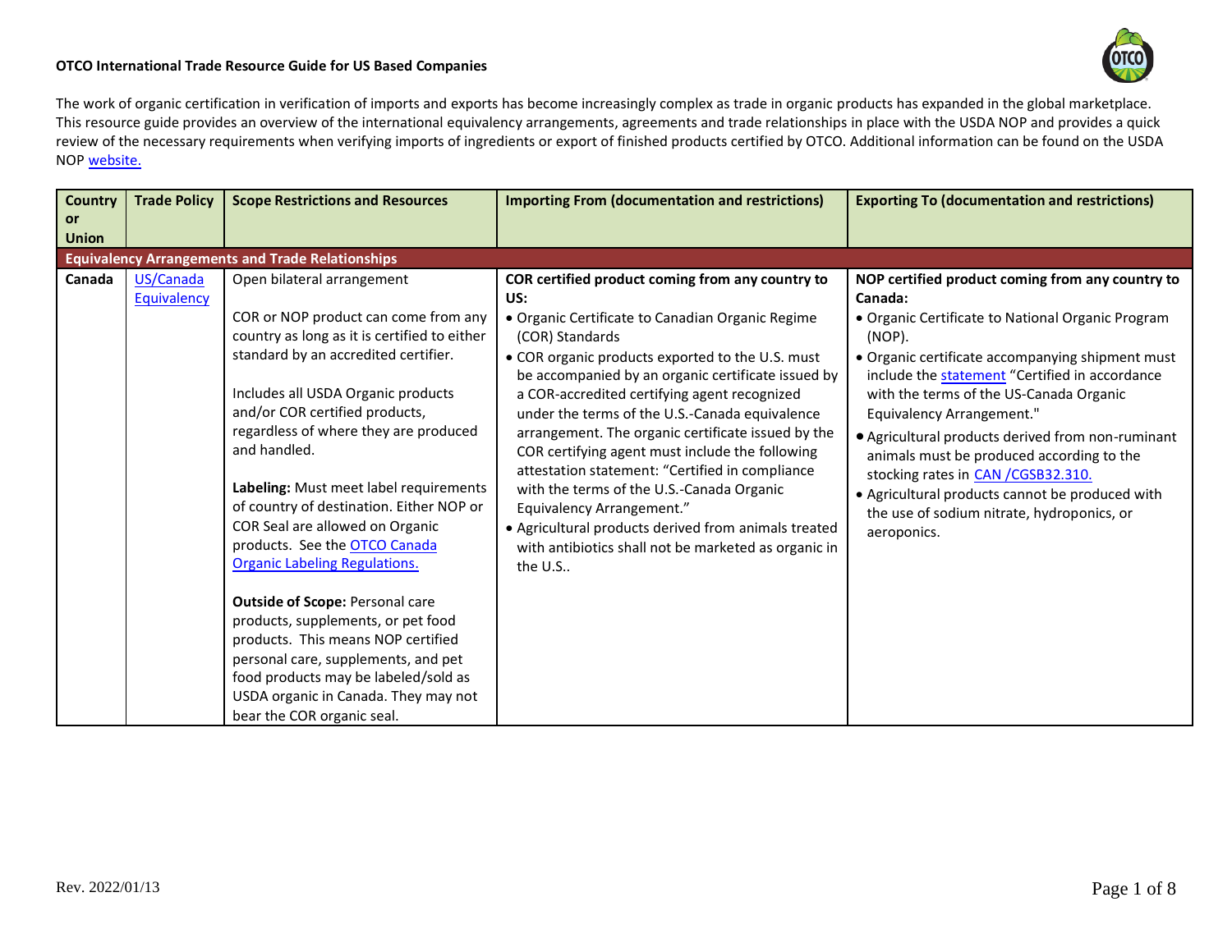# OTCO International Trade Resource Guide for US Based Companies

The work of organic certification in verification of imports and exports has become increasingly complex as trade in organic products has expanded in the global marketplace. This resource guide provides an overview of the international equivalency arrangements, agreements and trade relationships in place with the USDA NOP and provides a quick review of the necessary requirements when verifying imports of ingredients or export of finished products certified by OTCO. Additional information can be found on the USDA NOP website.

| Country or Union | Trade Policy | Scope Restrictions and Resources | Importing From (documentation and restrictions) | Exporting To (documentation and restrictions) |
|---|---|---|---|---|
| **Equivalency Arrangements and Trade Relationships** | | | | |
| **Canada** | US/Canada Equivalency | Open bilateral arrangement<br><br>COR or NOP product can come from any country as long as it is certified to either standard by an accredited certifier.<br><br>Includes all USDA Organic products and/or COR certified products, regardless of where they are produced and handled.<br><br>**Labeling:** Must meet label requirements of country of destination. Either NOP or COR Seal are allowed on Organic products. See the OTCO Canada Organic Labeling Regulations.<br><br>**Outside of Scope:** Personal care products, supplements, or pet food products. This means NOP certified personal care, supplements, and pet food products may be labeled/sold as USDA organic in Canada. They may not bear the COR organic seal. | **COR certified product coming from any country to US:**<br>• Organic Certificate to Canadian Organic Regime (COR) Standards<br>• COR organic products exported to the U.S. must be accompanied by an organic certificate issued by a COR-accredited certifying agent recognized under the terms of the U.S.-Canada equivalence arrangement. The organic certificate issued by the COR certifying agent must include the following attestation statement: "Certified in compliance with the terms of the U.S.-Canada Organic Equivalency Arrangement."<br>• Agricultural products derived from animals treated with antibiotics shall not be marketed as organic in the U.S.. | **NOP certified product coming from any country to Canada:**<br>• Organic Certificate to National Organic Program (NOP).<br>• Organic certificate accompanying shipment must include the statement "Certified in accordance with the terms of the US-Canada Organic Equivalency Arrangement."<br>• Agricultural products derived from non-ruminant animals must be produced according to the stocking rates in CAN /CGSB32.310.<br>• Agricultural products cannot be produced with the use of sodium nitrate, hydroponics, or aeroponics. |

Rev. 2022/01/13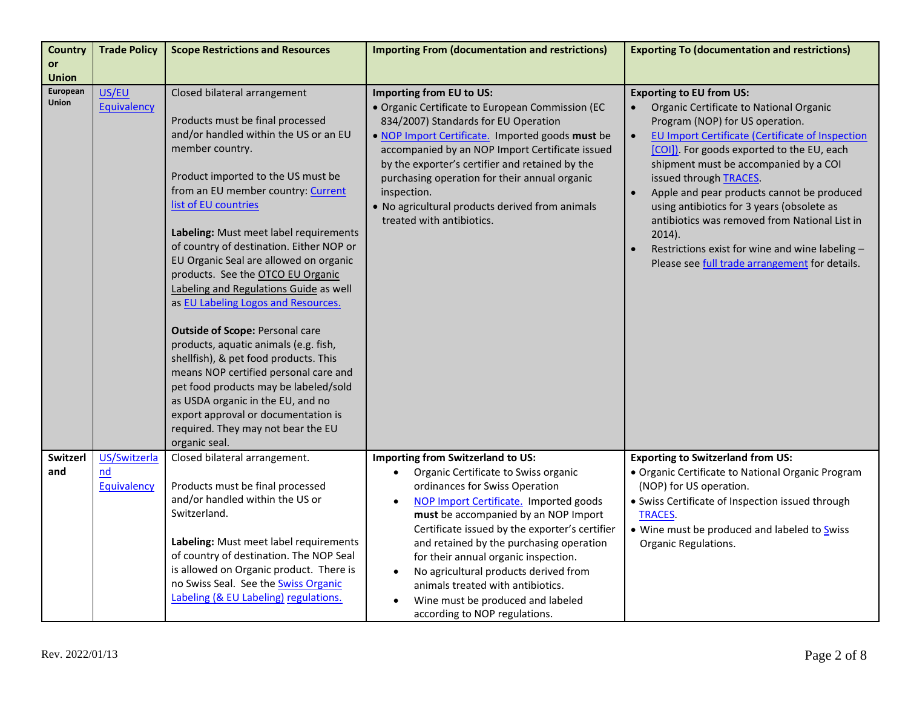| Country or Union | Trade Policy | Scope Restrictions and Resources | Importing From (documentation and restrictions) | Exporting To (documentation and restrictions) |
|---|---|---|---|---|
| **European Union** | US/EU Equivalency | Closed bilateral arrangement<br><br>Products must be final processed and/or handled within the US or an EU member country.<br><br>Product imported to the US must be from an EU member country: Current list of EU countries<br><br>**Labeling:** Must meet label requirements of country of destination. Either NOP or EU Organic Seal are allowed on organic products. See the OTCO EU Organic Labeling and Regulations Guide as well as EU Labeling Logos and Resources.<br><br>**Outside of Scope:** Personal care products, aquatic animals (e.g. fish, shellfish), & pet food products. This means NOP certified personal care and pet food products may be labeled/sold as USDA organic in the EU, and no export approval or documentation is required. They may not bear the EU organic seal. | **Importing from EU to US:**<br>• Organic Certificate to European Commission (EC 834/2007) Standards for EU Operation<br>• NOP Import Certificate. Imported goods **must** be accompanied by an NOP Import Certificate issued by the exporter's certifier and retained by the purchasing operation for their annual organic inspection.<br>• No agricultural products derived from animals treated with antibiotics. | **Exporting to EU from US:**<br>• Organic Certificate to National Organic Program (NOP) for US operation.<br>• EU Import Certificate (Certificate of Inspection [COI]). For goods exported to the EU, each shipment must be accompanied by a COI issued through TRACES.<br>• Apple and pear products cannot be produced using antibiotics for 3 years (obsolete as antibiotics was removed from National List in 2014).<br>• Restrictions exist for wine and wine labeling – Please see full trade arrangement for details. |
| **Switzerland** | US/Switzerland Equivalency | Closed bilateral arrangement.<br><br>Products must be final processed and/or handled within the US or Switzerland.<br><br>**Labeling:** Must meet label requirements of country of destination. The NOP Seal is allowed on Organic product. There is no Swiss Seal. See the Swiss Organic Labeling (& EU Labeling) regulations. | **Importing from Switzerland to US:**<br>• Organic Certificate to Swiss organic ordinances for Swiss Operation<br>• NOP Import Certificate. Imported goods **must** be accompanied by an NOP Import Certificate issued by the exporter's certifier and retained by the purchasing operation for their annual organic inspection.<br>• No agricultural products derived from animals treated with antibiotics.<br>• Wine must be produced and labeled according to NOP regulations. | **Exporting to Switzerland from US:**<br>• Organic Certificate to National Organic Program (NOP) for US operation.<br>• Swiss Certificate of Inspection issued through TRACES.<br>• Wine must be produced and labeled to Swiss Organic Regulations. |

Rev. 2022/01/13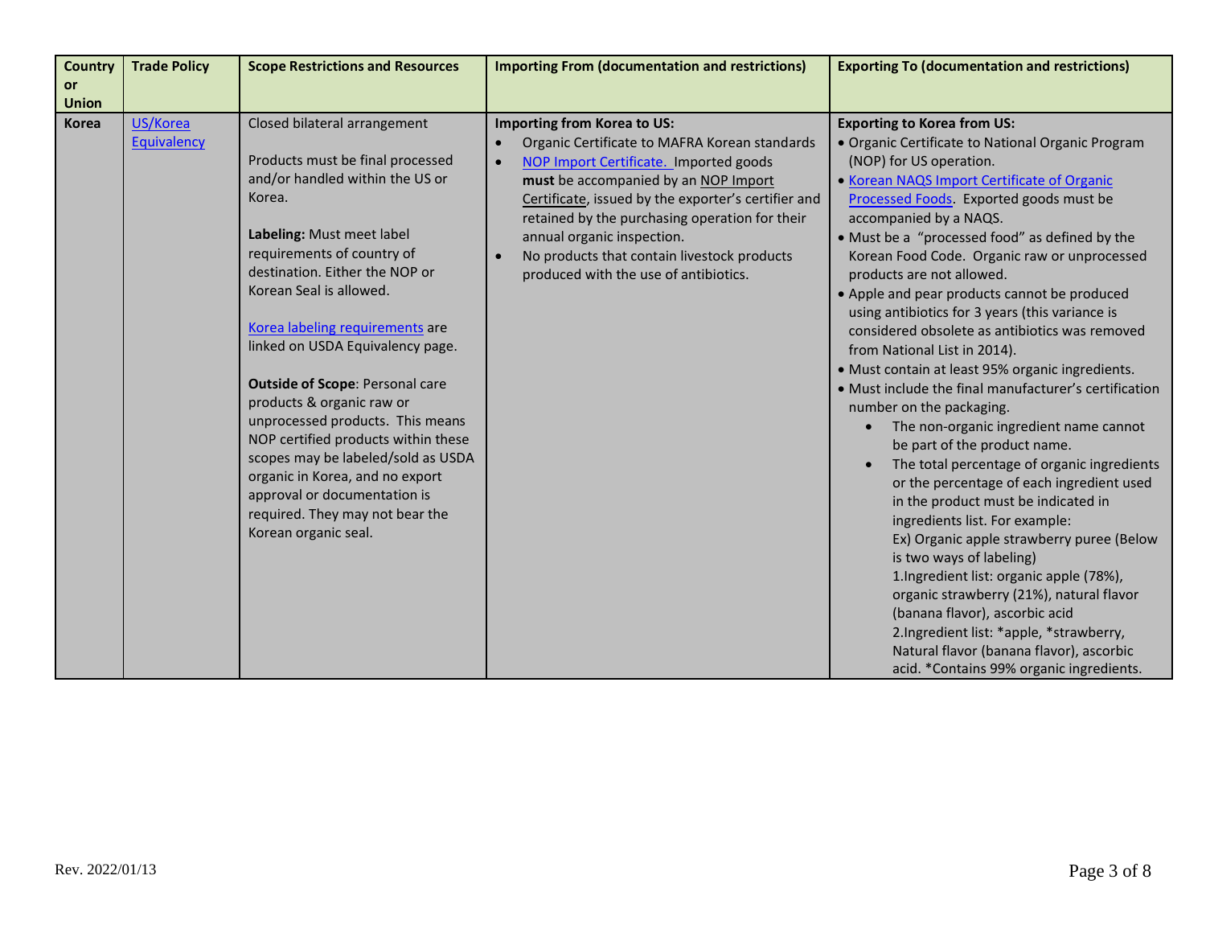| Country or Union | Trade Policy | Scope Restrictions and Resources | Importing From (documentation and restrictions) | Exporting To (documentation and restrictions) |
|---|---|---|---|---|
| **Korea** | US/Korea Equivalency | Closed bilateral arrangement<br><br>Products must be final processed and/or handled within the US or Korea.<br><br>**Labeling:** Must meet label requirements of country of destination. Either the NOP or Korean Seal is allowed.<br><br>Korea labeling requirements are linked on USDA Equivalency page.<br><br>**Outside of Scope**: Personal care products & organic raw or unprocessed products. This means NOP certified products within these scopes may be labeled/sold as USDA organic in Korea, and no export approval or documentation is required. They may not bear the Korean organic seal. | **Importing from Korea to US:**<br>• Organic Certificate to MAFRA Korean standards<br>• NOP Import Certificate. Imported goods **must** be accompanied by an NOP Import Certificate, issued by the exporter's certifier and retained by the purchasing operation for their annual organic inspection.<br>• No products that contain livestock products produced with the use of antibiotics. | **Exporting to Korea from US:**<br>• Organic Certificate to National Organic Program (NOP) for US operation.<br>• Korean NAQS Import Certificate of Organic Processed Foods. Exported goods must be accompanied by a NAQS.<br>• Must be a "processed food" as defined by the Korean Food Code. Organic raw or unprocessed products are not allowed.<br>• Apple and pear products cannot be produced using antibiotics for 3 years (this variance is considered obsolete as antibiotics was removed from National List in 2014).<br>• Must contain at least 95% organic ingredients.<br>• Must include the final manufacturer's certification number on the packaging.<br>&nbsp;&nbsp;&nbsp;◦ The non-organic ingredient name cannot be part of the product name.<br>&nbsp;&nbsp;&nbsp;◦ The total percentage of organic ingredients or the percentage of each ingredient used in the product must be indicated in ingredients list. For example:<br>Ex) Organic apple strawberry puree (Below is two ways of labeling)<br>1.Ingredient list: organic apple (78%), organic strawberry (21%), natural flavor (banana flavor), ascorbic acid<br>2.Ingredient list: *apple, *strawberry, Natural flavor (banana flavor), ascorbic acid. *Contains 99% organic ingredients. |

Rev. 2022/01/13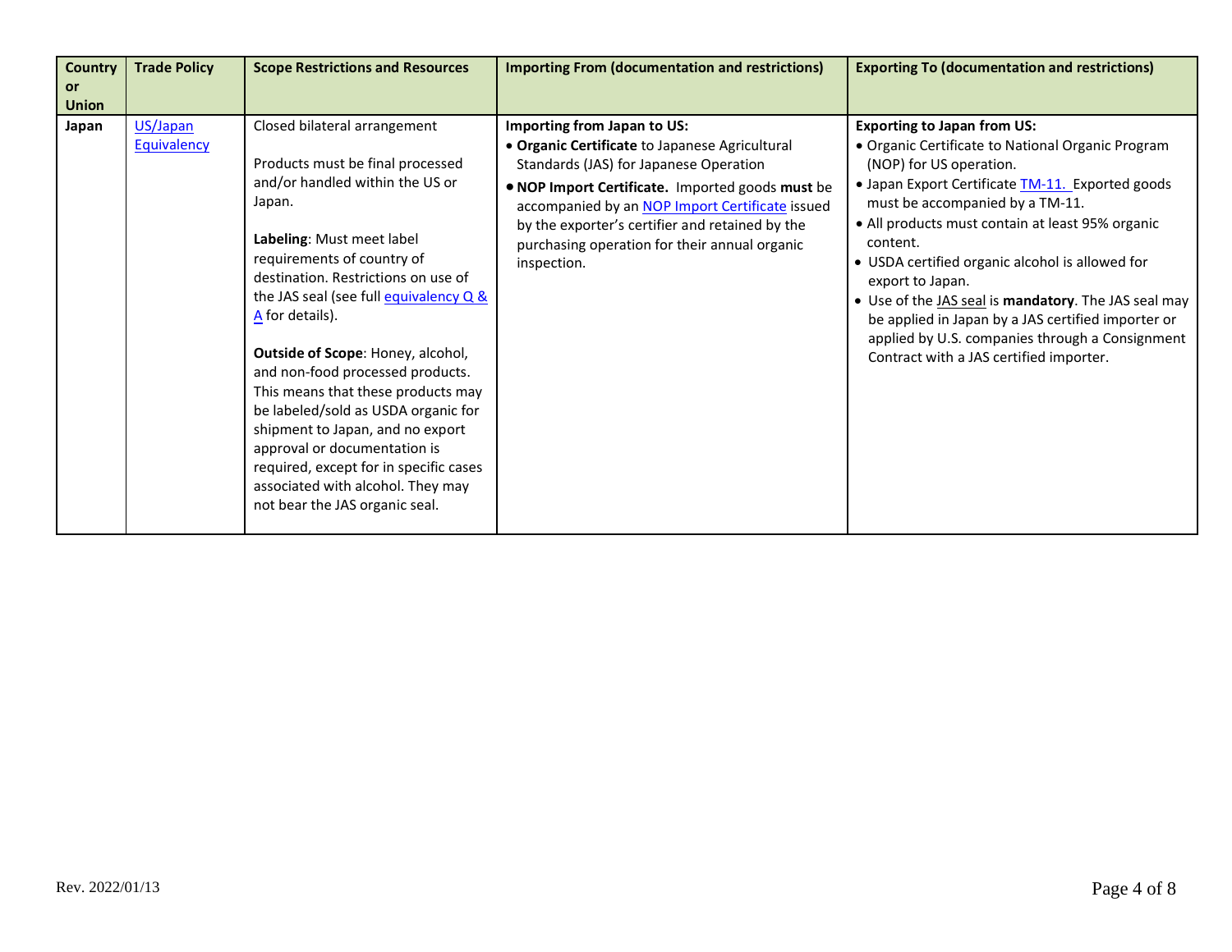| Country or Union | Trade Policy | Scope Restrictions and Resources | Importing From (documentation and restrictions) | Exporting To (documentation and restrictions) |
|---|---|---|---|---|
| **Japan** | US/Japan Equivalency | Closed bilateral arrangement<br><br>Products must be final processed and/or handled within the US or Japan.<br><br>**Labeling**: Must meet label requirements of country of destination. Restrictions on use of the JAS seal (see full equivalency Q & A for details).<br><br>**Outside of Scope**: Honey, alcohol, and non-food processed products. This means that these products may be labeled/sold as USDA organic for shipment to Japan, and no export approval or documentation is required, except for in specific cases associated with alcohol. They may not bear the JAS organic seal. | **Importing from Japan to US:**<br>• **Organic Certificate** to Japanese Agricultural Standards (JAS) for Japanese Operation<br>• **NOP Import Certificate.** Imported goods **must** be accompanied by an NOP Import Certificate issued by the exporter's certifier and retained by the purchasing operation for their annual organic inspection. | **Exporting to Japan from US:**<br>• Organic Certificate to National Organic Program (NOP) for US operation.<br>• Japan Export Certificate TM-11. Exported goods must be accompanied by a TM-11.<br>• All products must contain at least 95% organic content.<br>• USDA certified organic alcohol is allowed for export to Japan.<br>• Use of the JAS seal is **mandatory**. The JAS seal may be applied in Japan by a JAS certified importer or applied by U.S. companies through a Consignment Contract with a JAS certified importer. |

Rev. 2022/01/13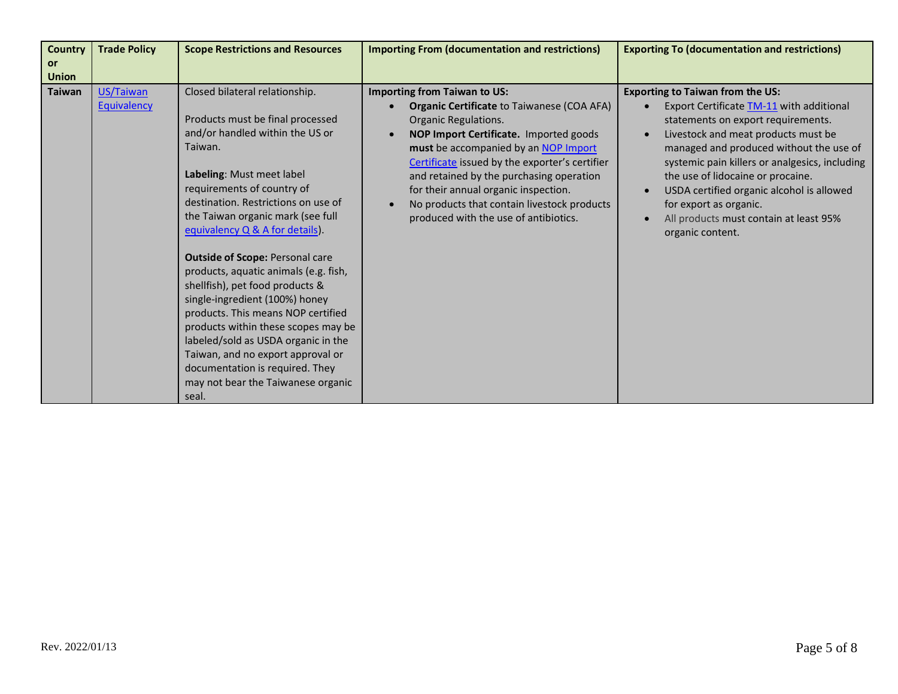| Country or Union | Trade Policy | Scope Restrictions and Resources | Importing From (documentation and restrictions) | Exporting To (documentation and restrictions) |
|---|---|---|---|---|
| **Taiwan** | US/Taiwan Equivalency | Closed bilateral relationship.<br><br>Products must be final processed and/or handled within the US or Taiwan.<br><br>**Labeling**: Must meet label requirements of country of destination. Restrictions on use of the Taiwan organic mark (see full equivalency Q & A for details).<br><br>**Outside of Scope:** Personal care products, aquatic animals (e.g. fish, shellfish), pet food products & single-ingredient (100%) honey products. This means NOP certified products within these scopes may be labeled/sold as USDA organic in the Taiwan, and no export approval or documentation is required. They may not bear the Taiwanese organic seal. | **Importing from Taiwan to US:**<br>• **Organic Certificate** to Taiwanese (COA AFA) Organic Regulations.<br>• **NOP Import Certificate.** Imported goods **must** be accompanied by an NOP Import Certificate issued by the exporter's certifier and retained by the purchasing operation for their annual organic inspection.<br>• No products that contain livestock products produced with the use of antibiotics. | **Exporting to Taiwan from the US:**<br>• Export Certificate TM-11 with additional statements on export requirements.<br>• Livestock and meat products must be managed and produced without the use of systemic pain killers or analgesics, including the use of lidocaine or procaine.<br>• USDA certified organic alcohol is allowed for export as organic.<br>• All products must contain at least 95% organic content. |

Rev. 2022/01/13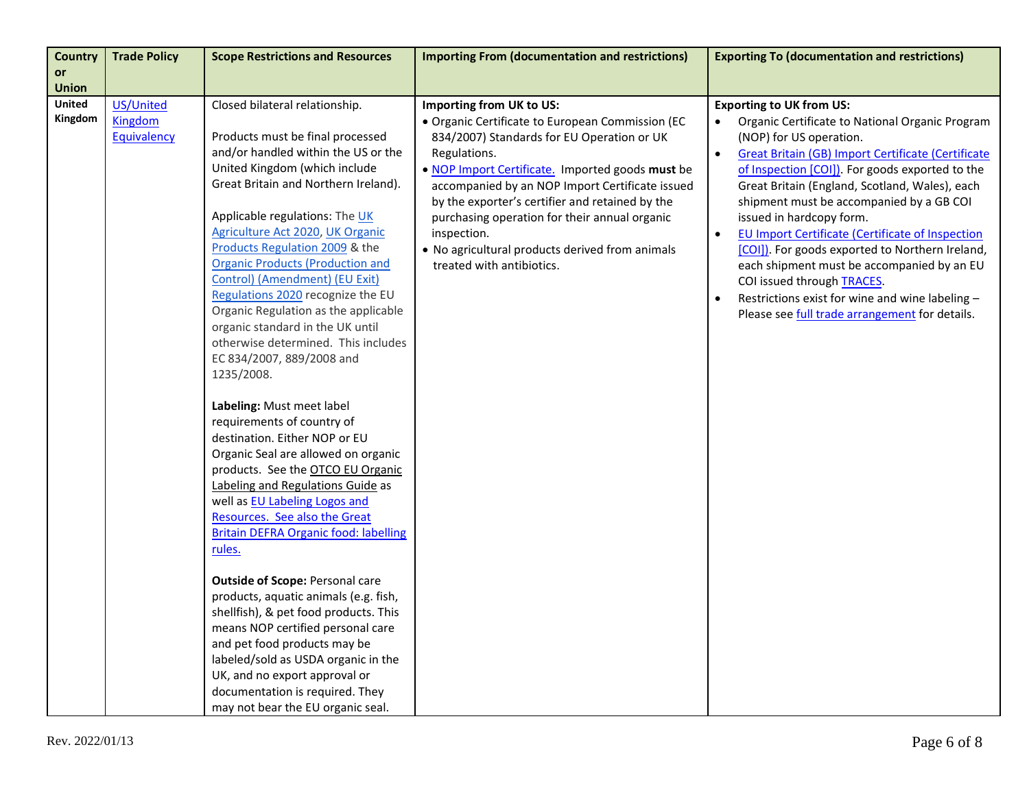| Country or Union | Trade Policy | Scope Restrictions and Resources | Importing From (documentation and restrictions) | Exporting To (documentation and restrictions) |
|---|---|---|---|---|
| United Kingdom | US/United Kingdom Equivalency | Closed bilateral relationship.<br><br>Products must be final processed and/or handled within the US or the United Kingdom (which include Great Britain and Northern Ireland).<br><br>Applicable regulations: The UK Agriculture Act 2020, UK Organic Products Regulation 2009 & the Organic Products (Production and Control) (Amendment) (EU Exit) Regulations 2020 recognize the EU Organic Regulation as the applicable organic standard in the UK until otherwise determined. This includes EC 834/2007, 889/2008 and 1235/2008.<br><br>**Labeling:** Must meet label requirements of country of destination. Either NOP or EU Organic Seal are allowed on organic products. See the OTCO EU Organic Labeling and Regulations Guide as well as EU Labeling Logos and Resources. See also the Great Britain DEFRA Organic food: labelling rules.<br><br>**Outside of Scope:** Personal care products, aquatic animals (e.g. fish, shellfish), & pet food products. This means NOP certified personal care and pet food products may be labeled/sold as USDA organic in the UK, and no export approval or documentation is required. They may not bear the EU organic seal. | **Importing from UK to US:**<br>• Organic Certificate to European Commission (EC 834/2007) Standards for EU Operation or UK Regulations.<br>• NOP Import Certificate. Imported goods **must** be accompanied by an NOP Import Certificate issued by the exporter's certifier and retained by the purchasing operation for their annual organic inspection.<br>• No agricultural products derived from animals treated with antibiotics. | **Exporting to UK from US:**<br>• Organic Certificate to National Organic Program (NOP) for US operation.<br>• Great Britain (GB) Import Certificate (Certificate of Inspection [COI]). For goods exported to the Great Britain (England, Scotland, Wales), each shipment must be accompanied by a GB COI issued in hardcopy form.<br>• EU Import Certificate (Certificate of Inspection [COI]). For goods exported to Northern Ireland, each shipment must be accompanied by an EU COI issued through TRACES.<br>• Restrictions exist for wine and wine labeling – Please see full trade arrangement for details. |

Rev. 2022/01/13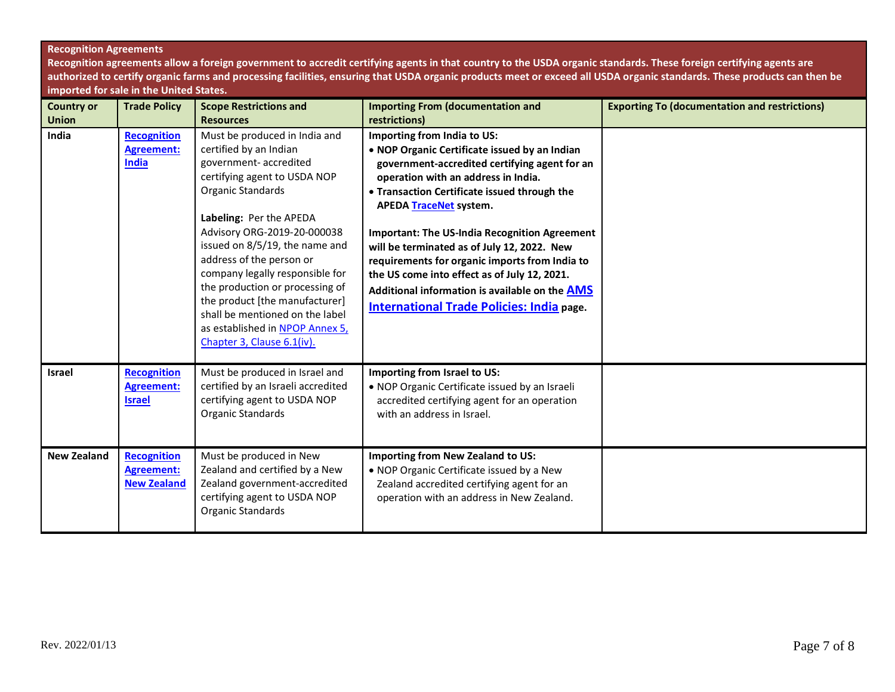**Recognition Agreements**

**Recognition agreements allow a foreign government to accredit certifying agents in that country to the USDA organic standards. These foreign certifying agents are authorized to certify organic farms and processing facilities, ensuring that USDA organic products meet or exceed all USDA organic standards. These products can then be imported for sale in the United States.**

| Country or Union | Trade Policy | Scope Restrictions and Resources | Importing From (documentation and restrictions) | Exporting To (documentation and restrictions) |
| --- | --- | --- | --- | --- |
| **India** | **Recognition Agreement: India** | Must be produced in India and certified by an Indian government- accredited certifying agent to USDA NOP Organic Standards<br><br>**Labeling:** Per the APEDA Advisory ORG-2019-20-000038 issued on 8/5/19, the name and address of the person or company legally responsible for the production or processing of the product [the manufacturer] shall be mentioned on the label as established in NPOP Annex 5, Chapter 3, Clause 6.1(iv). | **Importing from India to US:**<br>• **NOP Organic Certificate issued by an Indian government-accredited certifying agent for an operation with an address in India.**<br>• **Transaction Certificate issued through the APEDA TraceNet system.**<br><br>**Important: The US-India Recognition Agreement will be terminated as of July 12, 2022. New requirements for organic imports from India to the US come into effect as of July 12, 2021. Additional information is available on the AMS International Trade Policies: India page.** | |
| **Israel** | **Recognition Agreement: Israel** | Must be produced in Israel and certified by an Israeli accredited certifying agent to USDA NOP Organic Standards | **Importing from Israel to US:**<br>• NOP Organic Certificate issued by an Israeli accredited certifying agent for an operation with an address in Israel. | |
| **New Zealand** | **Recognition Agreement: New Zealand** | Must be produced in New Zealand and certified by a New Zealand government-accredited certifying agent to USDA NOP Organic Standards | **Importing from New Zealand to US:**<br>• NOP Organic Certificate issued by a New Zealand accredited certifying agent for an operation with an address in New Zealand. | |

Rev. 2022/01/13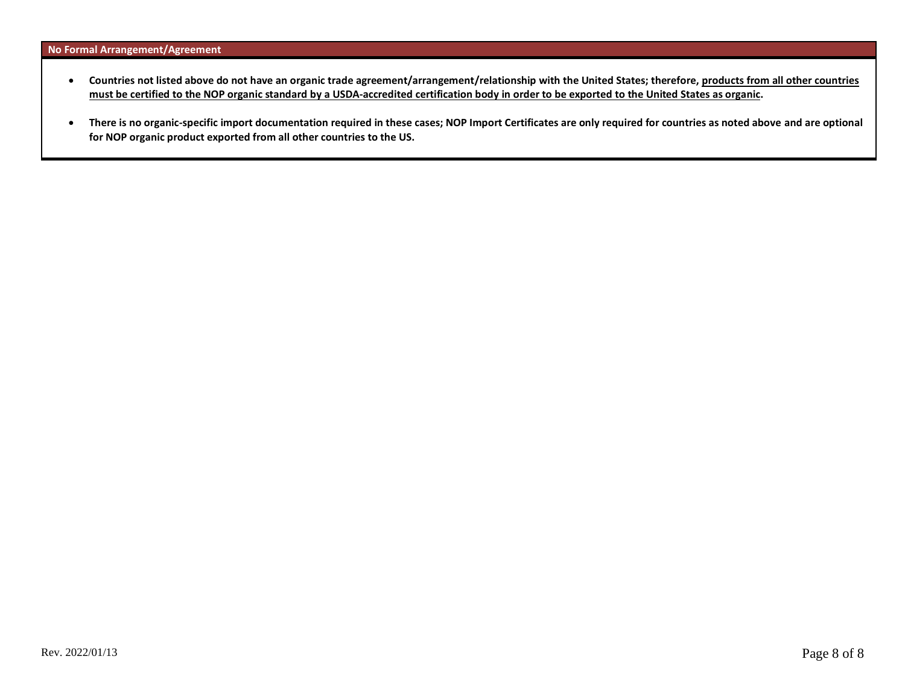**No Formal Arrangement/Agreement**

- **Countries not listed above do not have an organic trade agreement/arrangement/relationship with the United States; therefore, products from all other countries must be certified to the NOP organic standard by a USDA-accredited certification body in order to be exported to the United States as organic.**

- **There is no organic-specific import documentation required in these cases; NOP Import Certificates are only required for countries as noted above and are optional for NOP organic product exported from all other countries to the US.**

Rev. 2022/01/13